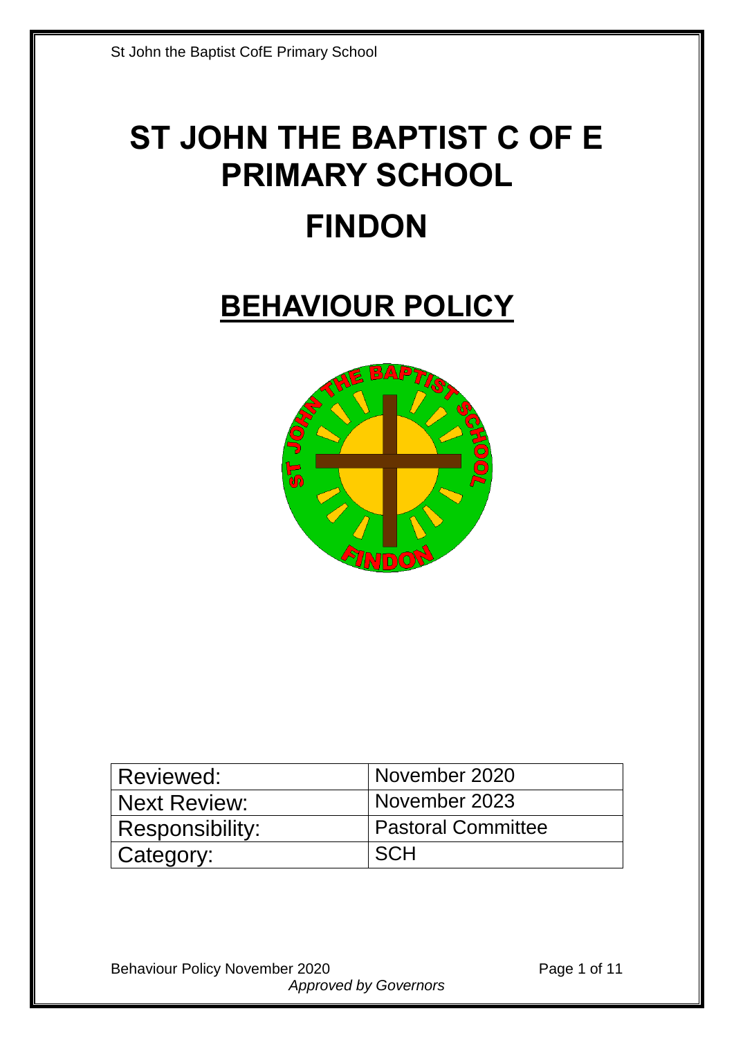# ST JOHN THE BAPTIST C OF E PRIMARY SCHOOL

# FINDON

## BEHAVIOUR POLICY

| Reviewed: | November 2020 |
|---|---|
| Next Review: | November 2023 |
| Responsibility: | Pastoral Committee |
| Category: | SCH |

*Approved by Governors*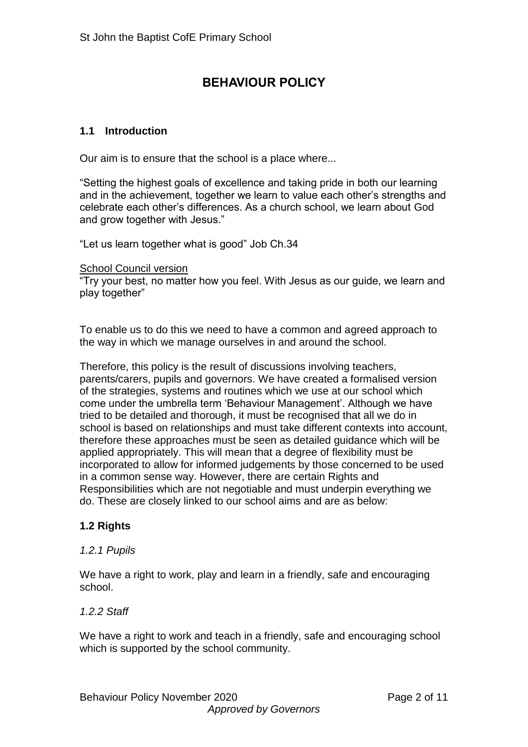# BEHAVIOUR POLICY

### 1.1 Introduction

Our aim is to ensure that the school is a place where...

"Setting the highest goals of excellence and taking pride in both our learning and in the achievement, together we learn to value each other's strengths and celebrate each other's differences. As a church school, we learn about God and grow together with Jesus."

"Let us learn together what is good" Job Ch.34

School Council version
"Try your best, no matter how you feel. With Jesus as our guide, we learn and play together"

To enable us to do this we need to have a common and agreed approach to the way in which we manage ourselves in and around the school.

Therefore, this policy is the result of discussions involving teachers, parents/carers, pupils and governors. We have created a formalised version of the strategies, systems and routines which we use at our school which come under the umbrella term 'Behaviour Management'. Although we have tried to be detailed and thorough, it must be recognised that all we do in school is based on relationships and must take different contexts into account, therefore these approaches must be seen as detailed guidance which will be applied appropriately. This will mean that a degree of flexibility must be incorporated to allow for informed judgements by those concerned to be used in a common sense way. However, there are certain Rights and Responsibilities which are not negotiable and must underpin everything we do. These are closely linked to our school aims and are as below:

### 1.2 Rights

*1.2.1 Pupils*

We have a right to work, play and learn in a friendly, safe and encouraging school.

*1.2.2 Staff*

We have a right to work and teach in a friendly, safe and encouraging school which is supported by the school community.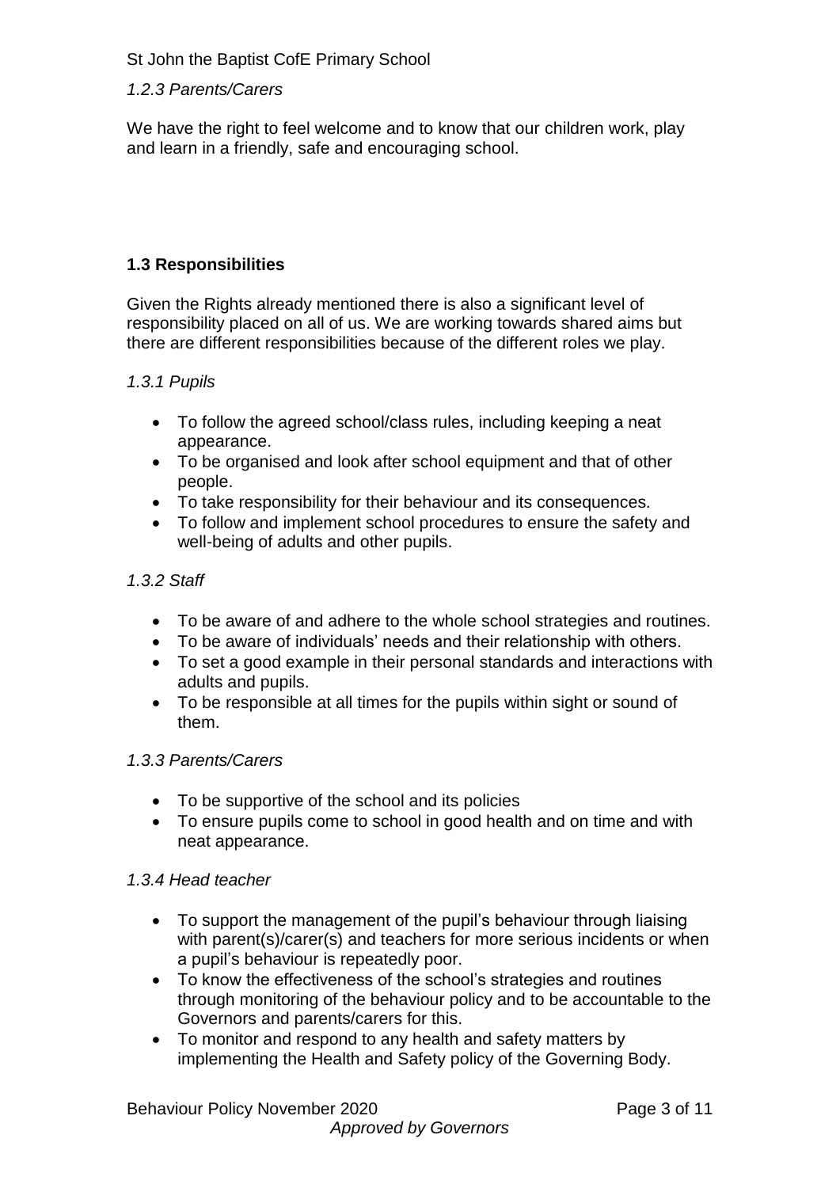*1.2.3 Parents/Carers*

We have the right to feel welcome and to know that our children work, play and learn in a friendly, safe and encouraging school.

**1.3 Responsibilities**

Given the Rights already mentioned there is also a significant level of responsibility placed on all of us. We are working towards shared aims but there are different responsibilities because of the different roles we play.

*1.3.1 Pupils*

- To follow the agreed school/class rules, including keeping a neat appearance.
- To be organised and look after school equipment and that of other people.
- To take responsibility for their behaviour and its consequences.
- To follow and implement school procedures to ensure the safety and well-being of adults and other pupils.

*1.3.2 Staff*

- To be aware of and adhere to the whole school strategies and routines.
- To be aware of individuals' needs and their relationship with others.
- To set a good example in their personal standards and interactions with adults and pupils.
- To be responsible at all times for the pupils within sight or sound of them.

*1.3.3 Parents/Carers*

- To be supportive of the school and its policies
- To ensure pupils come to school in good health and on time and with neat appearance.

*1.3.4 Head teacher*

- To support the management of the pupil's behaviour through liaising with parent(s)/carer(s) and teachers for more serious incidents or when a pupil's behaviour is repeatedly poor.
- To know the effectiveness of the school's strategies and routines through monitoring of the behaviour policy and to be accountable to the Governors and parents/carers for this.
- To monitor and respond to any health and safety matters by implementing the Health and Safety policy of the Governing Body.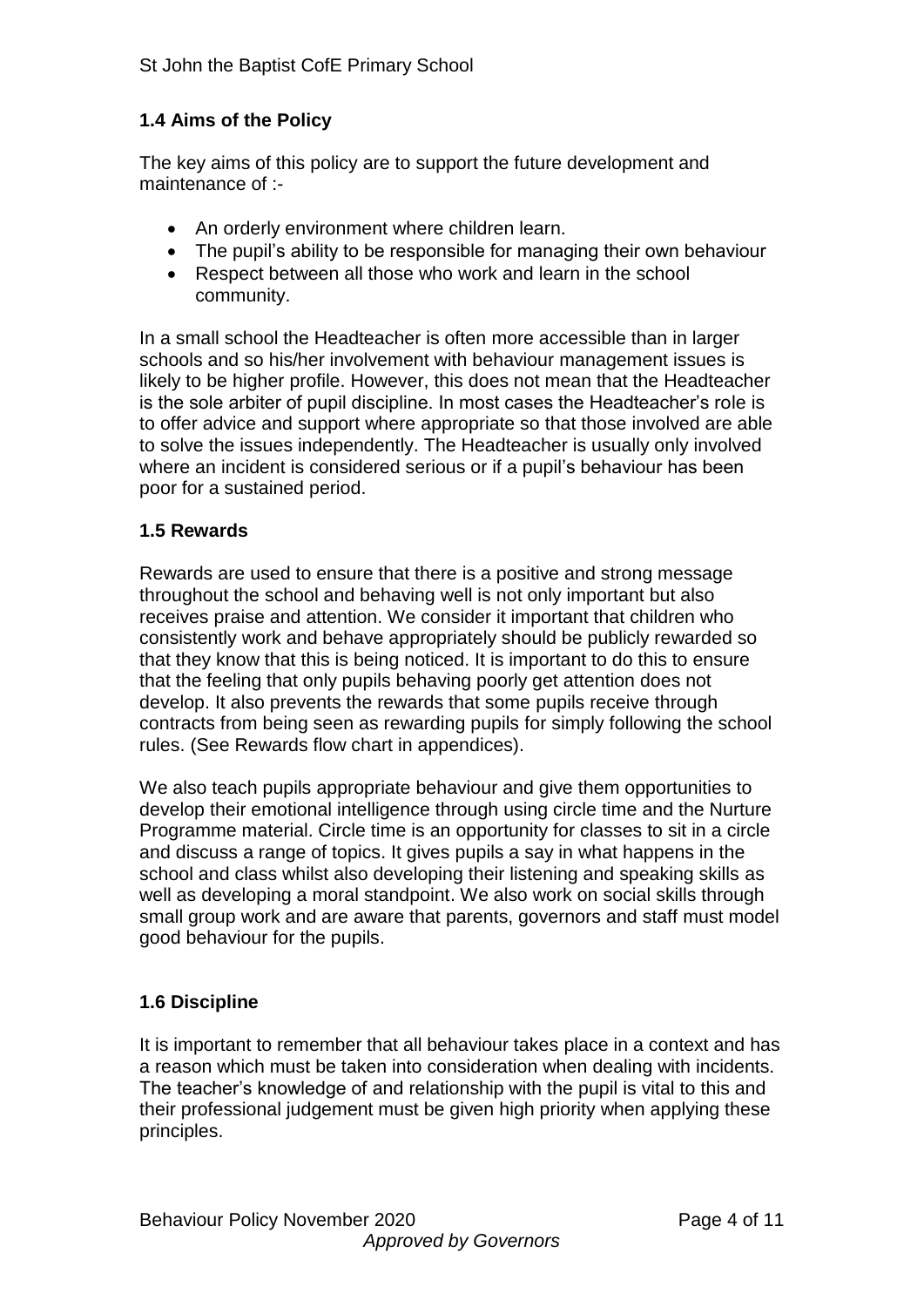### 1.4 Aims of the Policy

The key aims of this policy are to support the future development and maintenance of :-

- An orderly environment where children learn.
- The pupil's ability to be responsible for managing their own behaviour
- Respect between all those who work and learn in the school community.

In a small school the Headteacher is often more accessible than in larger schools and so his/her involvement with behaviour management issues is likely to be higher profile. However, this does not mean that the Headteacher is the sole arbiter of pupil discipline. In most cases the Headteacher's role is to offer advice and support where appropriate so that those involved are able to solve the issues independently. The Headteacher is usually only involved where an incident is considered serious or if a pupil's behaviour has been poor for a sustained period.

### 1.5 Rewards

Rewards are used to ensure that there is a positive and strong message throughout the school and behaving well is not only important but also receives praise and attention. We consider it important that children who consistently work and behave appropriately should be publicly rewarded so that they know that this is being noticed. It is important to do this to ensure that the feeling that only pupils behaving poorly get attention does not develop. It also prevents the rewards that some pupils receive through contracts from being seen as rewarding pupils for simply following the school rules. (See Rewards flow chart in appendices).

We also teach pupils appropriate behaviour and give them opportunities to develop their emotional intelligence through using circle time and the Nurture Programme material. Circle time is an opportunity for classes to sit in a circle and discuss a range of topics. It gives pupils a say in what happens in the school and class whilst also developing their listening and speaking skills as well as developing a moral standpoint. We also work on social skills through small group work and are aware that parents, governors and staff must model good behaviour for the pupils.

### 1.6 Discipline

It is important to remember that all behaviour takes place in a context and has a reason which must be taken into consideration when dealing with incidents. The teacher's knowledge of and relationship with the pupil is vital to this and their professional judgement must be given high priority when applying these principles.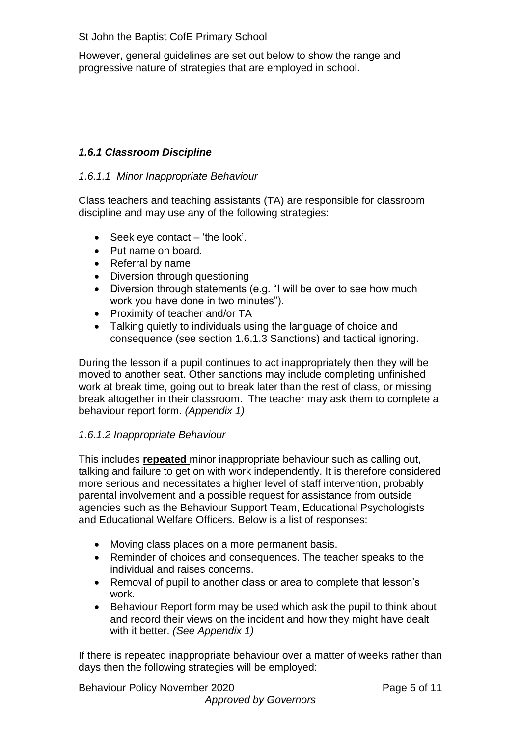However, general guidelines are set out below to show the range and progressive nature of strategies that are employed in school.

### *1.6.1 Classroom Discipline*

#### *1.6.1.1 Minor Inappropriate Behaviour*

Class teachers and teaching assistants (TA) are responsible for classroom discipline and may use any of the following strategies:

- Seek eye contact – 'the look'.
- Put name on board.
- Referral by name
- Diversion through questioning
- Diversion through statements (e.g. "I will be over to see how much work you have done in two minutes").
- Proximity of teacher and/or TA
- Talking quietly to individuals using the language of choice and consequence (see section 1.6.1.3 Sanctions) and tactical ignoring.

During the lesson if a pupil continues to act inappropriately then they will be moved to another seat. Other sanctions may include completing unfinished work at break time, going out to break later than the rest of class, or missing break altogether in their classroom. The teacher may ask them to complete a behaviour report form. *(Appendix 1)*

#### *1.6.1.2 Inappropriate Behaviour*

This includes **repeated** minor inappropriate behaviour such as calling out, talking and failure to get on with work independently. It is therefore considered more serious and necessitates a higher level of staff intervention, probably parental involvement and a possible request for assistance from outside agencies such as the Behaviour Support Team, Educational Psychologists and Educational Welfare Officers. Below is a list of responses:

- Moving class places on a more permanent basis.
- Reminder of choices and consequences. The teacher speaks to the individual and raises concerns.
- Removal of pupil to another class or area to complete that lesson's work.
- Behaviour Report form may be used which ask the pupil to think about and record their views on the incident and how they might have dealt with it better. *(See Appendix 1)*

If there is repeated inappropriate behaviour over a matter of weeks rather than days then the following strategies will be employed: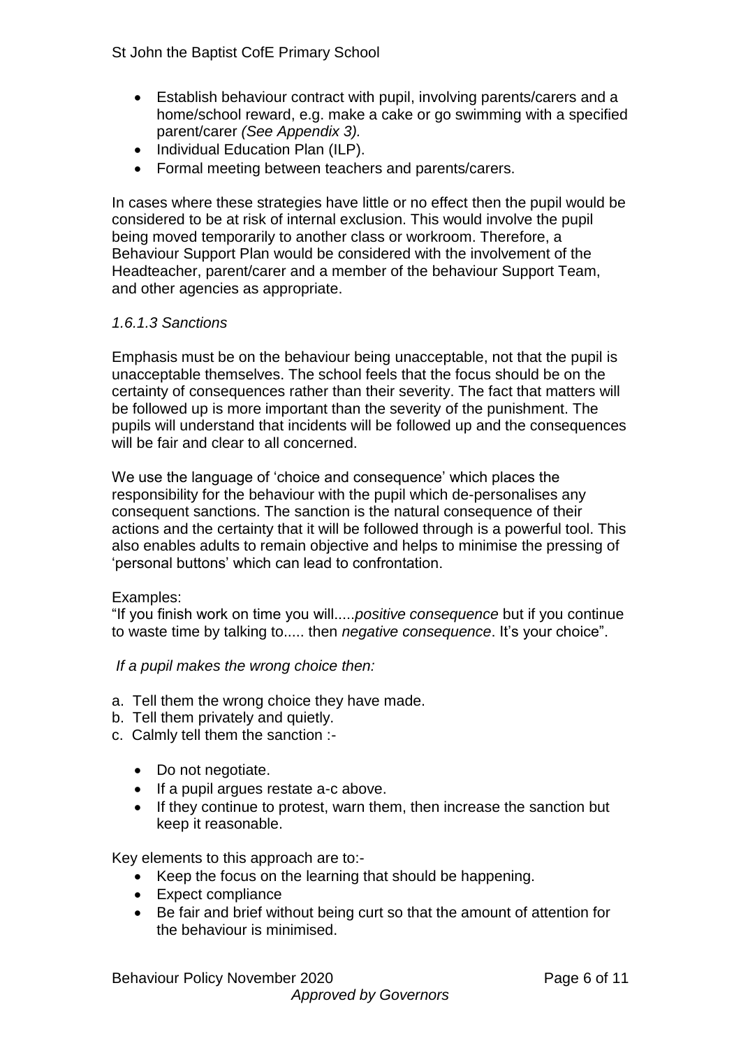- Establish behaviour contract with pupil, involving parents/carers and a home/school reward, e.g. make a cake or go swimming with a specified parent/carer *(See Appendix 3).*
- Individual Education Plan (ILP).
- Formal meeting between teachers and parents/carers.

In cases where these strategies have little or no effect then the pupil would be considered to be at risk of internal exclusion. This would involve the pupil being moved temporarily to another class or workroom. Therefore, a Behaviour Support Plan would be considered with the involvement of the Headteacher, parent/carer and a member of the behaviour Support Team, and other agencies as appropriate.

*1.6.1.3 Sanctions*

Emphasis must be on the behaviour being unacceptable, not that the pupil is unacceptable themselves. The school feels that the focus should be on the certainty of consequences rather than their severity. The fact that matters will be followed up is more important than the severity of the punishment. The pupils will understand that incidents will be followed up and the consequences will be fair and clear to all concerned.

We use the language of 'choice and consequence' which places the responsibility for the behaviour with the pupil which de-personalises any consequent sanctions. The sanction is the natural consequence of their actions and the certainty that it will be followed through is a powerful tool. This also enables adults to remain objective and helps to minimise the pressing of 'personal buttons' which can lead to confrontation.

Examples:
"If you finish work on time you will.....*positive consequence* but if you continue to waste time by talking to..... then *negative consequence*. It's your choice".

*If a pupil makes the wrong choice then:*

a. Tell them the wrong choice they have made.
b. Tell them privately and quietly.
c. Calmly tell them the sanction :-

   - Do not negotiate.
   - If a pupil argues restate a-c above.
   - If they continue to protest, warn them, then increase the sanction but keep it reasonable.

Key elements to this approach are to:-

- Keep the focus on the learning that should be happening.
- Expect compliance
- Be fair and brief without being curt so that the amount of attention for the behaviour is minimised.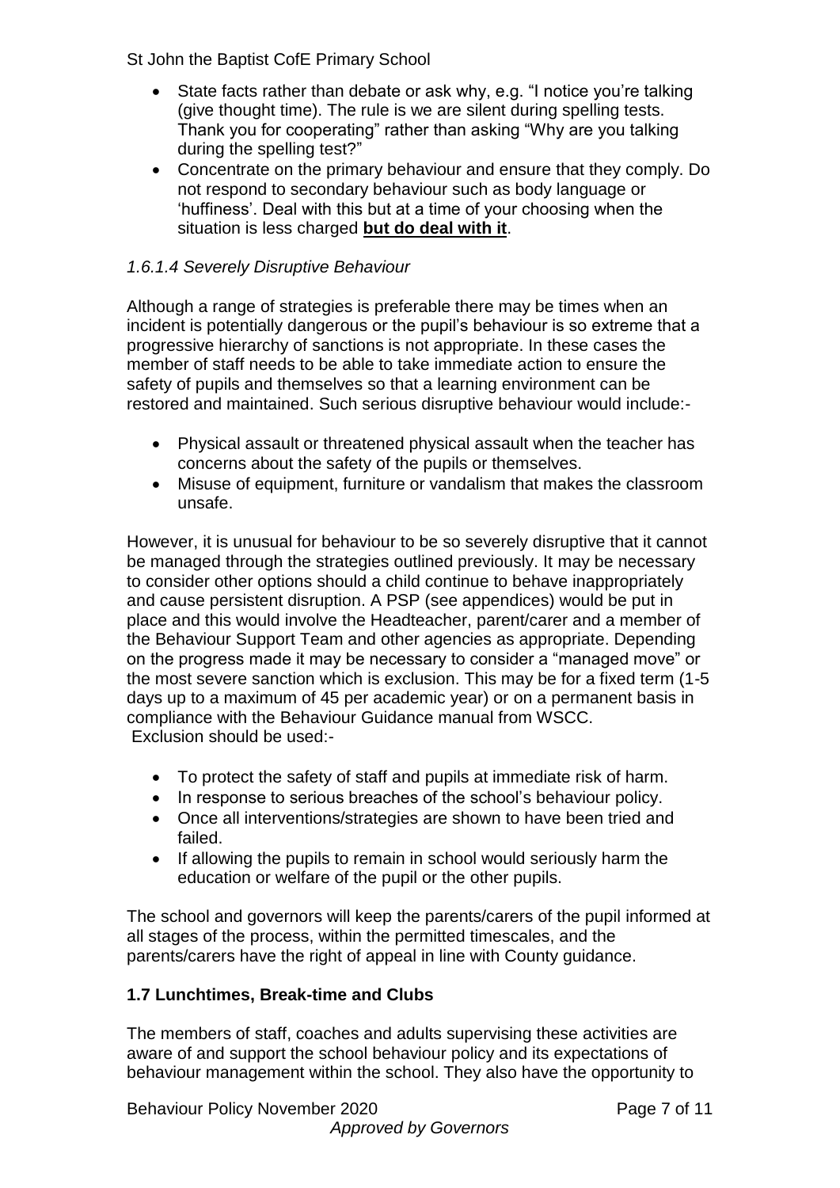- State facts rather than debate or ask why, e.g. "I notice you're talking (give thought time). The rule is we are silent during spelling tests. Thank you for cooperating" rather than asking "Why are you talking during the spelling test?"
- Concentrate on the primary behaviour and ensure that they comply. Do not respond to secondary behaviour such as body language or 'huffiness'. Deal with this but at a time of your choosing when the situation is less charged **<u>but do deal with it</u>**.

*1.6.1.4 Severely Disruptive Behaviour*

Although a range of strategies is preferable there may be times when an incident is potentially dangerous or the pupil's behaviour is so extreme that a progressive hierarchy of sanctions is not appropriate. In these cases the member of staff needs to be able to take immediate action to ensure the safety of pupils and themselves so that a learning environment can be restored and maintained. Such serious disruptive behaviour would include:-

- Physical assault or threatened physical assault when the teacher has concerns about the safety of the pupils or themselves.
- Misuse of equipment, furniture or vandalism that makes the classroom unsafe.

However, it is unusual for behaviour to be so severely disruptive that it cannot be managed through the strategies outlined previously. It may be necessary to consider other options should a child continue to behave inappropriately and cause persistent disruption. A PSP (see appendices) would be put in place and this would involve the Headteacher, parent/carer and a member of the Behaviour Support Team and other agencies as appropriate. Depending on the progress made it may be necessary to consider a "managed move" or the most severe sanction which is exclusion. This may be for a fixed term (1-5 days up to a maximum of 45 per academic year) or on a permanent basis in compliance with the Behaviour Guidance manual from WSCC.
Exclusion should be used:-

- To protect the safety of staff and pupils at immediate risk of harm.
- In response to serious breaches of the school's behaviour policy.
- Once all interventions/strategies are shown to have been tried and failed.
- If allowing the pupils to remain in school would seriously harm the education or welfare of the pupil or the other pupils.

The school and governors will keep the parents/carers of the pupil informed at all stages of the process, within the permitted timescales, and the parents/carers have the right of appeal in line with County guidance.

**1.7 Lunchtimes, Break-time and Clubs**

The members of staff, coaches and adults supervising these activities are aware of and support the school behaviour policy and its expectations of behaviour management within the school. They also have the opportunity to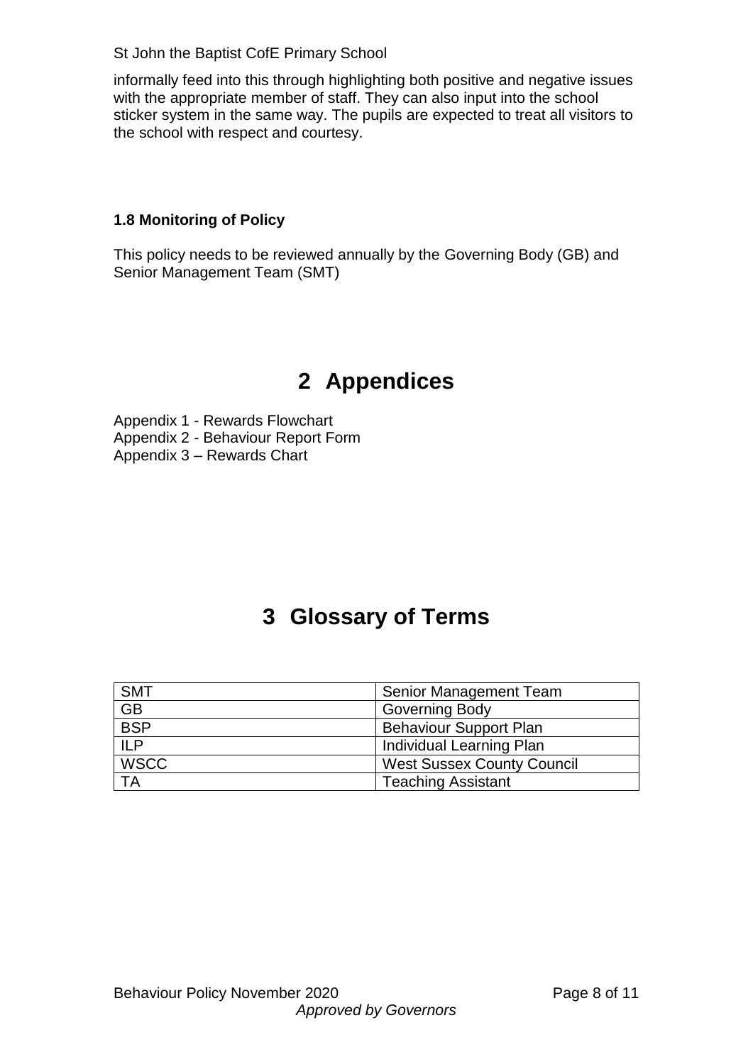informally feed into this through highlighting both positive and negative issues with the appropriate member of staff. They can also input into the school sticker system in the same way. The pupils are expected to treat all visitors to the school with respect and courtesy.

### 1.8 Monitoring of Policy

This policy needs to be reviewed annually by the Governing Body (GB) and Senior Management Team (SMT)

# 2 Appendices

Appendix 1 - Rewards Flowchart
Appendix 2 - Behaviour Report Form
Appendix 3 – Rewards Chart

# 3 Glossary of Terms

| | |
|---|---|
| SMT | Senior Management Team |
| GB | Governing Body |
| BSP | Behaviour Support Plan |
| ILP | Individual Learning Plan |
| WSCC | West Sussex County Council |
| TA | Teaching Assistant |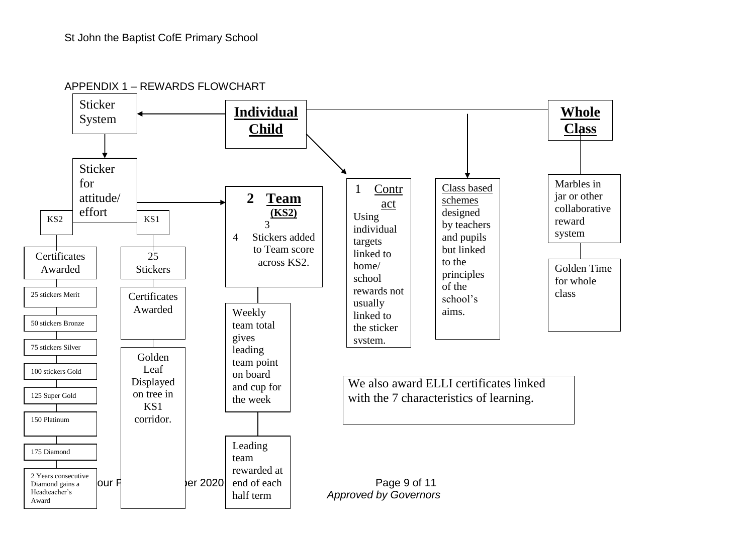## APPENDIX 1 – REWARDS FLOWCHART

**Individual Child**

- Sticker System
  - Sticker for attitude/ effort
    - KS2
      - Certificates Awarded
        - 25 stickers Merit
        - 50 stickers Bronze
        - 75 stickers Silver
        - 100 stickers Gold
        - 125 Super Gold
        - 150 Platinum
        - 175 Diamond
        - 2 Years consecutive Diamond gains a Headteacher's Award
    - KS1
      - 25 Stickers
        - Certificates Awarded
          - Golden Leaf Displayed on tree in KS1 corridor.
    - **Team (KS2)**
      - Stickers added to Team score across KS2.
        - Weekly team total gives leading team point on board and cup for the week
          - Leading team rewarded at end of each half term
- Contract
  - Using individual targets linked to home/ school rewards not usually linked to the sticker system.

**Whole Class**

- Class based schemes designed by teachers and pupils but linked to the principles of the school's aims.
- Marbles in jar or other collaborative reward system
  - Golden Time for whole class

We also award ELLI certificates linked with the 7 characteristics of learning.

*Approved by Governors*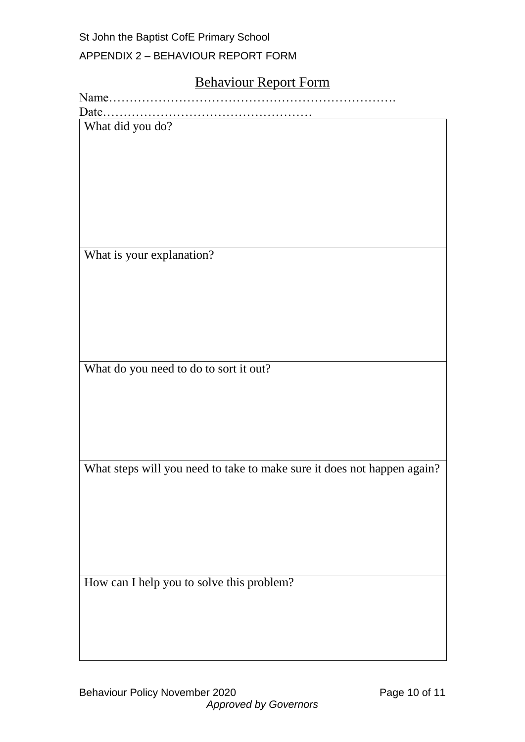APPENDIX 2 – BEHAVIOUR REPORT FORM

# Behaviour Report Form

Name…………………………………………………………….

Date……………………………………………

| What did you do? |
|---|
| |
| **What is your explanation?** |
| |
| **What do you need to do to sort it out?** |
| |
| **What steps will you need to take to make sure it does not happen again?** |
| |
| **How can I help you to solve this problem?** |
| |

*Approved by Governors*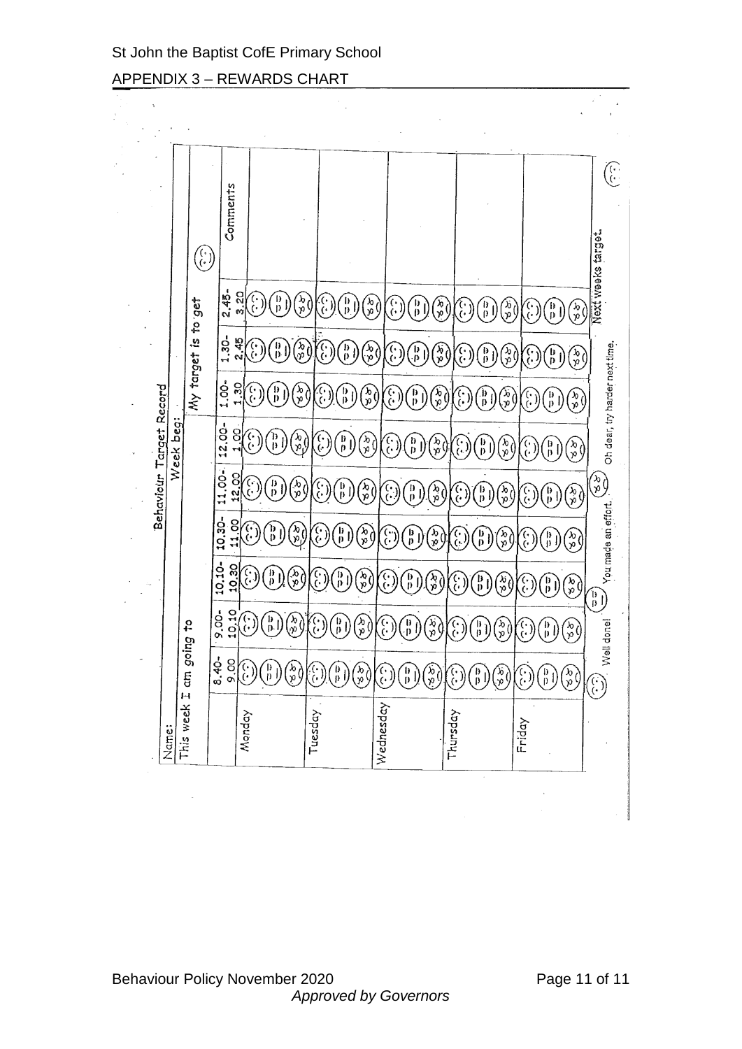St John the Baptist CofE Primary School

## APPENDIX 3 – REWARDS CHART

**Behaviour Target Record**

Name:

Week beg:

This week I am going to

My target is to get

| | 8.40-9.00 | 9.00-10.10 | 10.10-10.30 | 10.30-11.00 | 11.00-12.00 | 12.00-1.00 | 1.00-1.30 | 1.30-2.45 | 2.45-3.20 | Comments |
|---|---|---|---|---|---|---|---|---|---|---|
| Monday | | | | | | | | | | |
| Tuesday | | | | | | | | | | |
| Wednesday | | | | | | | | | | |
| Thursday | | | | | | | | | | |
| Friday | | | | | | | | | | |

Well done! You made an effort. Oh dear, try harder next time.

Next weeks target.

*Approved by Governors*